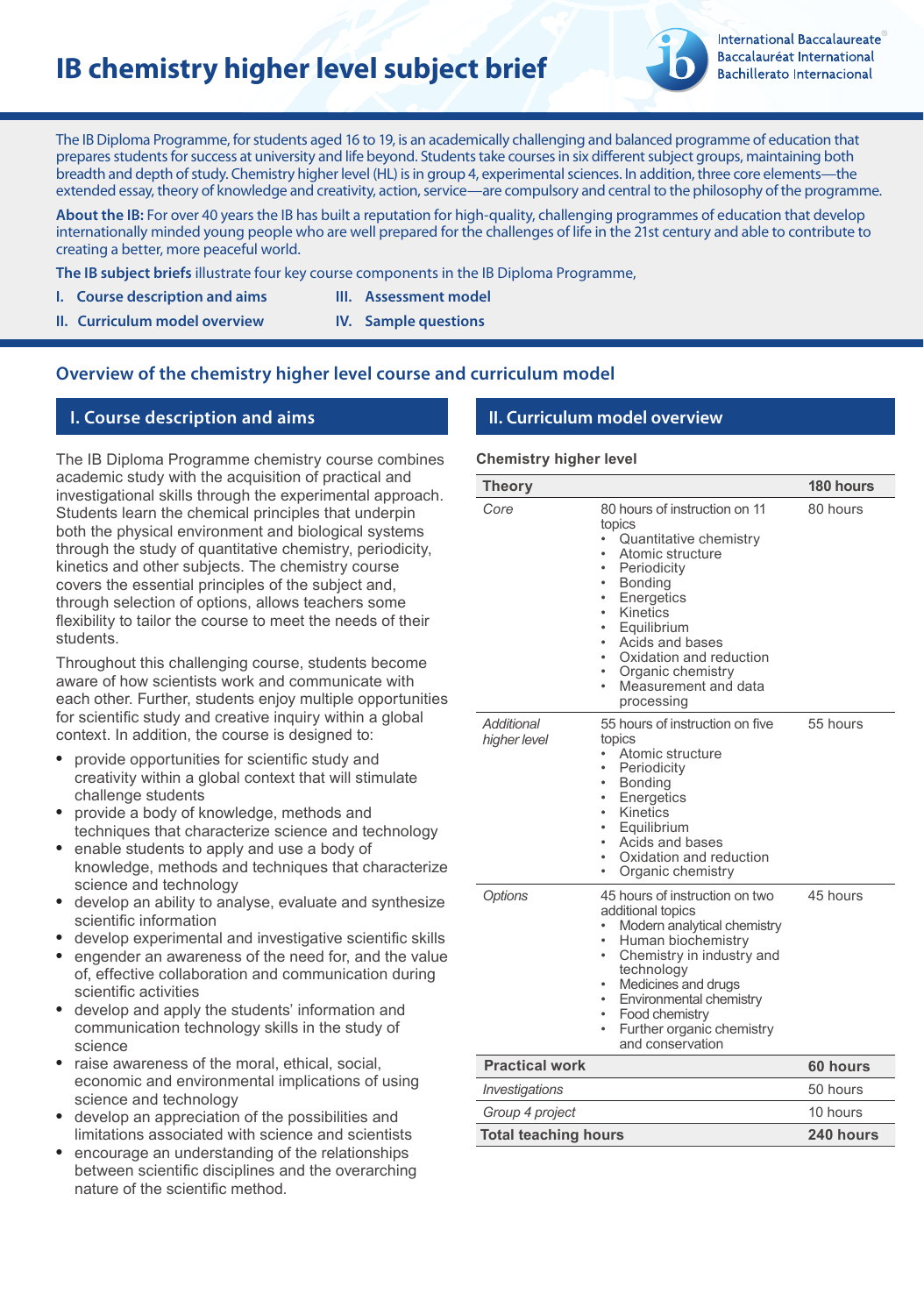# IB chemistry higher level subject brief

International Baccalaureate
Baccalauréat International
Bachillerato Internacional

The IB Diploma Programme, for students aged 16 to 19, is an academically challenging and balanced programme of education that prepares students for success at university and life beyond. Students take courses in six different subject groups, maintaining both breadth and depth of study. Chemistry higher level (HL) is in group 4, experimental sciences. In addition, three core elements—the extended essay, theory of knowledge and creativity, action, service—are compulsory and central to the philosophy of the programme.

**About the IB:** For over 40 years the IB has built a reputation for high-quality, challenging programmes of education that develop internationally minded young people who are well prepared for the challenges of life in the 21st century and able to contribute to creating a better, more peaceful world.

**The IB subject briefs** illustrate four key course components in the IB Diploma Programme,

- **I. Course description and aims**
- **II. Curriculum model overview**
- **III. Assessment model**
- **IV. Sample questions**

## Overview of the chemistry higher level course and curriculum model

## I. Course description and aims

The IB Diploma Programme chemistry course combines academic study with the acquisition of practical and investigational skills through the experimental approach. Students learn the chemical principles that underpin both the physical environment and biological systems through the study of quantitative chemistry, periodicity, kinetics and other subjects. The chemistry course covers the essential principles of the subject and, through selection of options, allows teachers some flexibility to tailor the course to meet the needs of their students.

Throughout this challenging course, students become aware of how scientists work and communicate with each other. Further, students enjoy multiple opportunities for scientific study and creative inquiry within a global context. In addition, the course is designed to:

- provide opportunities for scientific study and creativity within a global context that will stimulate challenge students
- provide a body of knowledge, methods and techniques that characterize science and technology
- enable students to apply and use a body of knowledge, methods and techniques that characterize science and technology
- develop an ability to analyse, evaluate and synthesize scientific information
- develop experimental and investigative scientific skills
- engender an awareness of the need for, and the value of, effective collaboration and communication during scientific activities
- develop and apply the students' information and communication technology skills in the study of science
- raise awareness of the moral, ethical, social, economic and environmental implications of using science and technology
- develop an appreciation of the possibilities and limitations associated with science and scientists
- encourage an understanding of the relationships between scientific disciplines and the overarching nature of the scientific method.

## II. Curriculum model overview

**Chemistry higher level**

| **Theory** | | **180 hours** |
|---|---|---|
| *Core* | 80 hours of instruction on 11 topics<br>• Quantitative chemistry<br>• Atomic structure<br>• Periodicity<br>• Bonding<br>• Energetics<br>• Kinetics<br>• Equilibrium<br>• Acids and bases<br>• Oxidation and reduction<br>• Organic chemistry<br>• Measurement and data processing | 80 hours |
| *Additional higher level* | 55 hours of instruction on five topics<br>• Atomic structure<br>• Periodicity<br>• Bonding<br>• Energetics<br>• Kinetics<br>• Equilibrium<br>• Acids and bases<br>• Oxidation and reduction<br>• Organic chemistry | 55 hours |
| *Options* | 45 hours of instruction on two additional topics<br>• Modern analytical chemistry<br>• Human biochemistry<br>• Chemistry in industry and technology<br>• Medicines and drugs<br>• Environmental chemistry<br>• Food chemistry<br>• Further organic chemistry and conservation | 45 hours |
| **Practical work** | | **60 hours** |
| *Investigations* | | 50 hours |
| *Group 4 project* | | 10 hours |
| **Total teaching hours** | | **240 hours** |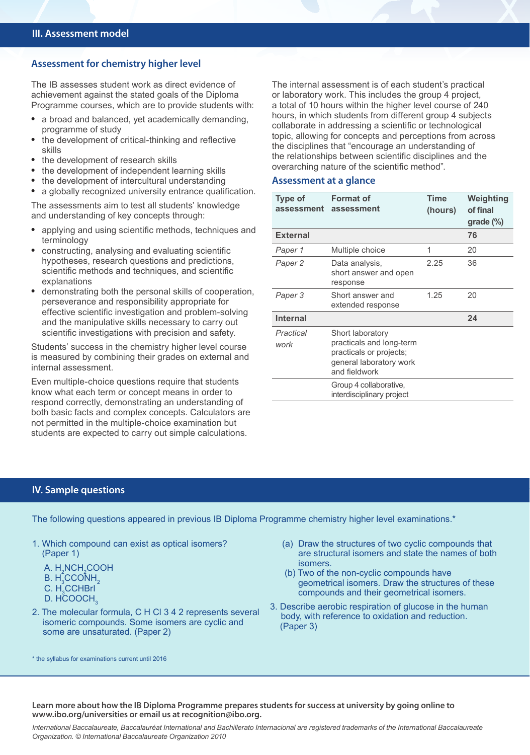## III. Assessment model

### Assessment for chemistry higher level

The IB assesses student work as direct evidence of achievement against the stated goals of the Diploma Programme courses, which are to provide students with:

- a broad and balanced, yet academically demanding, programme of study
- the development of critical-thinking and reflective skills
- the development of research skills
- the development of independent learning skills
- the development of intercultural understanding
- a globally recognized university entrance qualification.

The assessments aim to test all students' knowledge and understanding of key concepts through:

- applying and using scientific methods, techniques and terminology
- constructing, analysing and evaluating scientific hypotheses, research questions and predictions, scientific methods and techniques, and scientific explanations
- demonstrating both the personal skills of cooperation, perseverance and responsibility appropriate for effective scientific investigation and problem-solving and the manipulative skills necessary to carry out scientific investigations with precision and safety.

Students' success in the chemistry higher level course is measured by combining their grades on external and internal assessment.

Even multiple-choice questions require that students know what each term or concept means in order to respond correctly, demonstrating an understanding of both basic facts and complex concepts. Calculators are not permitted in the multiple-choice examination but students are expected to carry out simple calculations.

The internal assessment is of each student's practical or laboratory work. This includes the group 4 project, a total of 10 hours within the higher level course of 240 hours, in which students from different group 4 subjects collaborate in addressing a scientific or technological topic, allowing for concepts and perceptions from across the disciplines that "encourage an understanding of the relationships between scientific disciplines and the overarching nature of the scientific method".

### Assessment at a glance

| Type of assessment | Format of assessment | Time (hours) | Weighting of final grade (%) |
|---|---|---|---|
| **External** | | | **76** |
| *Paper 1* | Multiple choice | 1 | 20 |
| *Paper 2* | Data analysis, short answer and open response | 2.25 | 36 |
| *Paper 3* | Short answer and extended response | 1.25 | 20 |
| **Internal** | | | **24** |
| *Practical work* | Short laboratory practicals and long-term practicals or projects; general laboratory work and fieldwork | | |
| | Group 4 collaborative, interdisciplinary project | | |

## IV. Sample questions

The following questions appeared in previous IB Diploma Programme chemistry higher level examinations.*

1. Which compound can exist as optical isomers? (Paper 1)
   A. $H_2NCH_2COOH$
   B. $H_3CCONH_2$
   C. $H_3CCHBrI$
   D. $HCOOCH_3$
2. The molecular formula, C H Cl 3 4 2 represents several isomeric compounds. Some isomers are cyclic and some are unsaturated. (Paper 2)
   (a) Draw the structures of two cyclic compounds that are structural isomers and state the names of both isomers.
   (b) Two of the non-cyclic compounds have geometrical isomers. Draw the structures of these compounds and their geometrical isomers.
3. Describe aerobic respiration of glucose in the human body, with reference to oxidation and reduction. (Paper 3)

\* the syllabus for examinations current until 2016

**Learn more about how the IB Diploma Programme prepares students for success at university by going online to www.ibo.org/universities or email us at recognition@ibo.org.**

*International Baccalaureate, Baccalauréat International and Bachillerato Internacional are registered trademarks of the International Baccalaureate Organization. © International Baccalaureate Organization 2010*